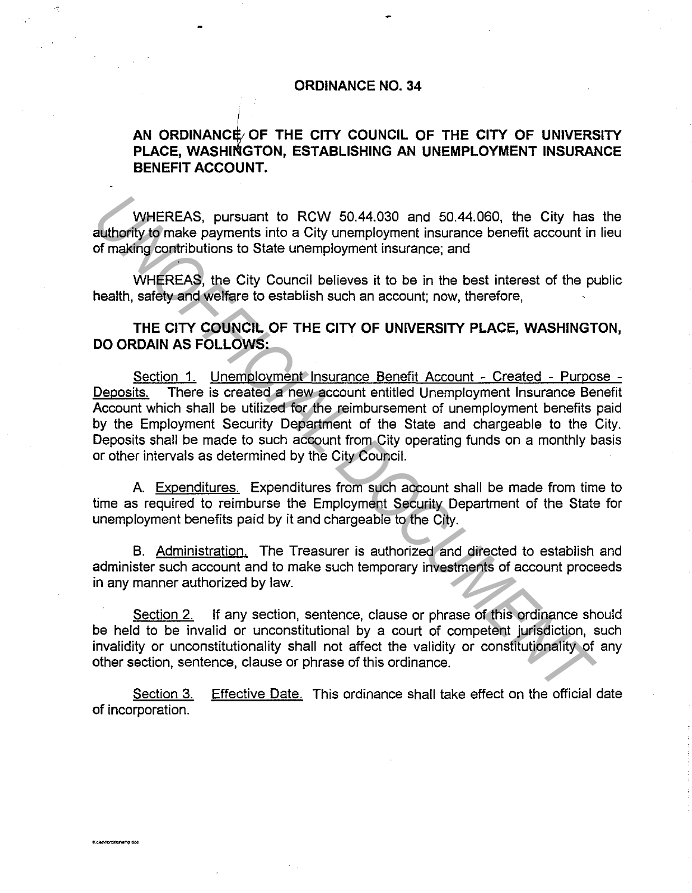# ORDINANCE NO. 34

## AN ORDINANCE OF THE CITY COUNCIL OF THE CITY OF UNIVERSITY PLACE, WASHINGTON, ESTABLISHING AN UNEMPLOYMENT INSURANCE BENEFIT ACCOUNT.

WHEREAS, pursuant to RCW 50.44.030 and 50.44.060, the City has the authority to make payments into a City unemployment insurance benefit account in lieu of making contributions to State unemployment insurance; and

WHEREAS, the City Council believes it to be in the best interest of the public health, safety and welfare to establish such an account; now, therefore,

**THE CITY COUNCIL OF THE CITY OF UNIVERSITY PLACE, WASHINGTON, DO ORDAIN AS FOLLOWS:**

Section 1. Unemployment Insurance Benefit Account - Created - Purpose - Deposits. There is created a new account entitled Unemployment Insurance Benefit Account which shall be utilized for the reimbursement of unemployment benefits paid by the Employment Security Department of the State and chargeable to the City. Deposits shall be made to such account from City operating funds on a monthly basis or other intervals as determined by the City Council.

A. Expenditures. Expenditures from such account shall be made from time to time as required to reimburse the Employment Security Department of the State for unemployment benefits paid by it and chargeable to the City.

B. Administration. The Treasurer is authorized and directed to establish and administer such account and to make such temporary investments of account proceeds in any manner authorized by law.

Section 2. If any section, sentence, clause or phrase of this ordinance should be held to be invalid or unconstitutional by a court of competent jurisdiction, such invalidity or unconstitutionality shall not affect the validity or constitutionality of any other section, sentence, clause or phrase of this ordinance.

Section 3. Effective Date. This ordinance shall take effect on the official date of incorporation.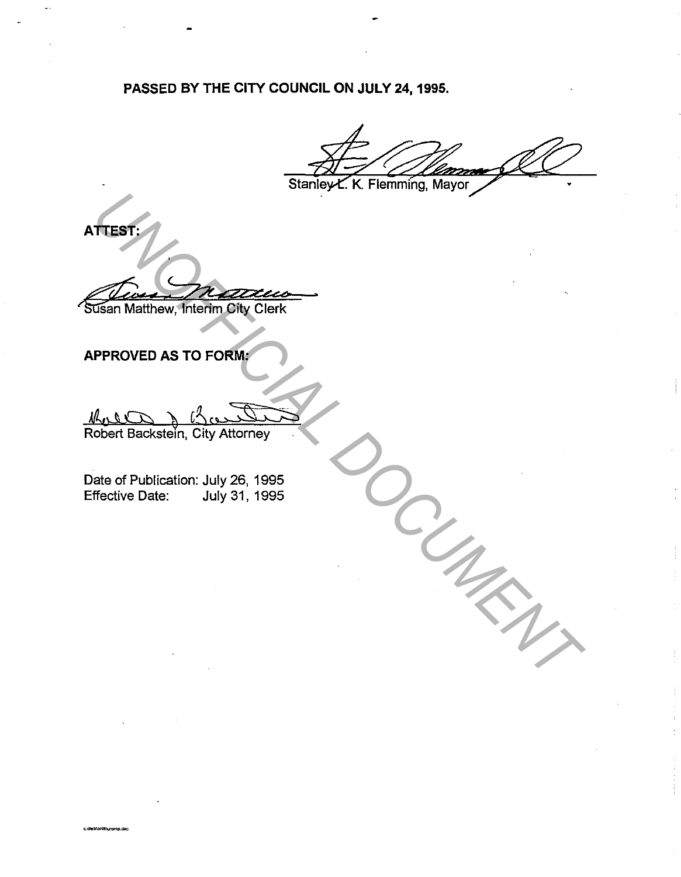**PASSED BY THE CITY COUNCIL ON JULY 24, 1995.**

Stanley L. K. Flemming, Mayor

**ATTEST:**

Susan Matthew, Interim City Clerk

**APPROVED AS TO FORM:**

Robert Backstein, City Attorney

Date of Publication: July 26, 1995
Effective Date: July 31, 1995